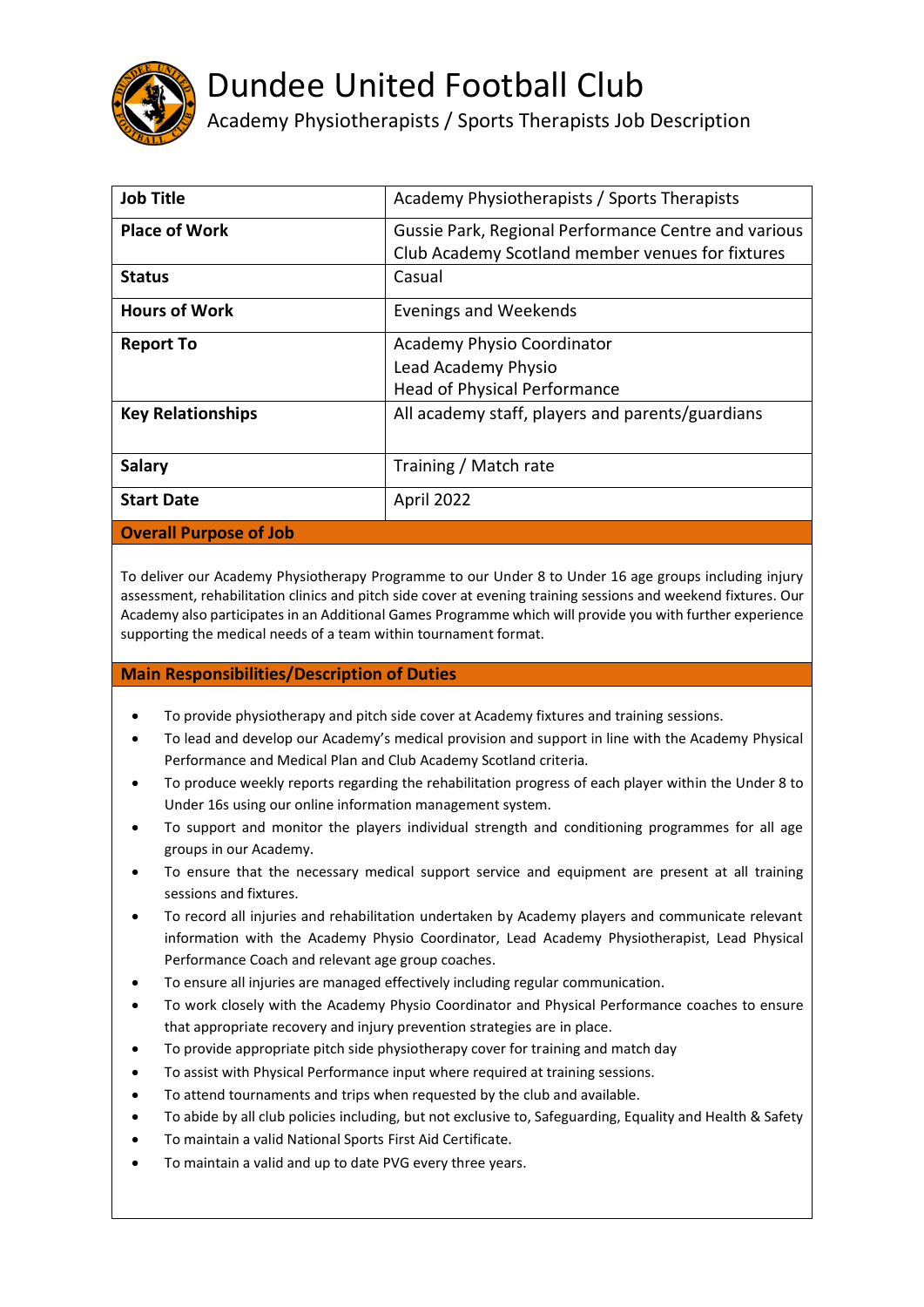# Dundee United Football Club

## Academy Physiotherapists / Sports Therapists Job Description

| **Job Title** | Academy Physiotherapists / Sports Therapists |
|---|---|
| **Place of Work** | Gussie Park, Regional Performance Centre and various Club Academy Scotland member venues for fixtures |
| **Status** | Casual |
| **Hours of Work** | Evenings and Weekends |
| **Report To** | Academy Physio Coordinator<br>Lead Academy Physio<br>Head of Physical Performance |
| **Key Relationships** | All academy staff, players and parents/guardians |
| **Salary** | Training / Match rate |
| **Start Date** | April 2022 |

### Overall Purpose of Job

To deliver our Academy Physiotherapy Programme to our Under 8 to Under 16 age groups including injury assessment, rehabilitation clinics and pitch side cover at evening training sessions and weekend fixtures. Our Academy also participates in an Additional Games Programme which will provide you with further experience supporting the medical needs of a team within tournament format.

### Main Responsibilities/Description of Duties

- To provide physiotherapy and pitch side cover at Academy fixtures and training sessions.
- To lead and develop our Academy's medical provision and support in line with the Academy Physical Performance and Medical Plan and Club Academy Scotland criteria.
- To produce weekly reports regarding the rehabilitation progress of each player within the Under 8 to Under 16s using our online information management system.
- To support and monitor the players individual strength and conditioning programmes for all age groups in our Academy.
- To ensure that the necessary medical support service and equipment are present at all training sessions and fixtures.
- To record all injuries and rehabilitation undertaken by Academy players and communicate relevant information with the Academy Physio Coordinator, Lead Academy Physiotherapist, Lead Physical Performance Coach and relevant age group coaches.
- To ensure all injuries are managed effectively including regular communication.
- To work closely with the Academy Physio Coordinator and Physical Performance coaches to ensure that appropriate recovery and injury prevention strategies are in place.
- To provide appropriate pitch side physiotherapy cover for training and match day
- To assist with Physical Performance input where required at training sessions.
- To attend tournaments and trips when requested by the club and available.
- To abide by all club policies including, but not exclusive to, Safeguarding, Equality and Health & Safety
- To maintain a valid National Sports First Aid Certificate.
- To maintain a valid and up to date PVG every three years.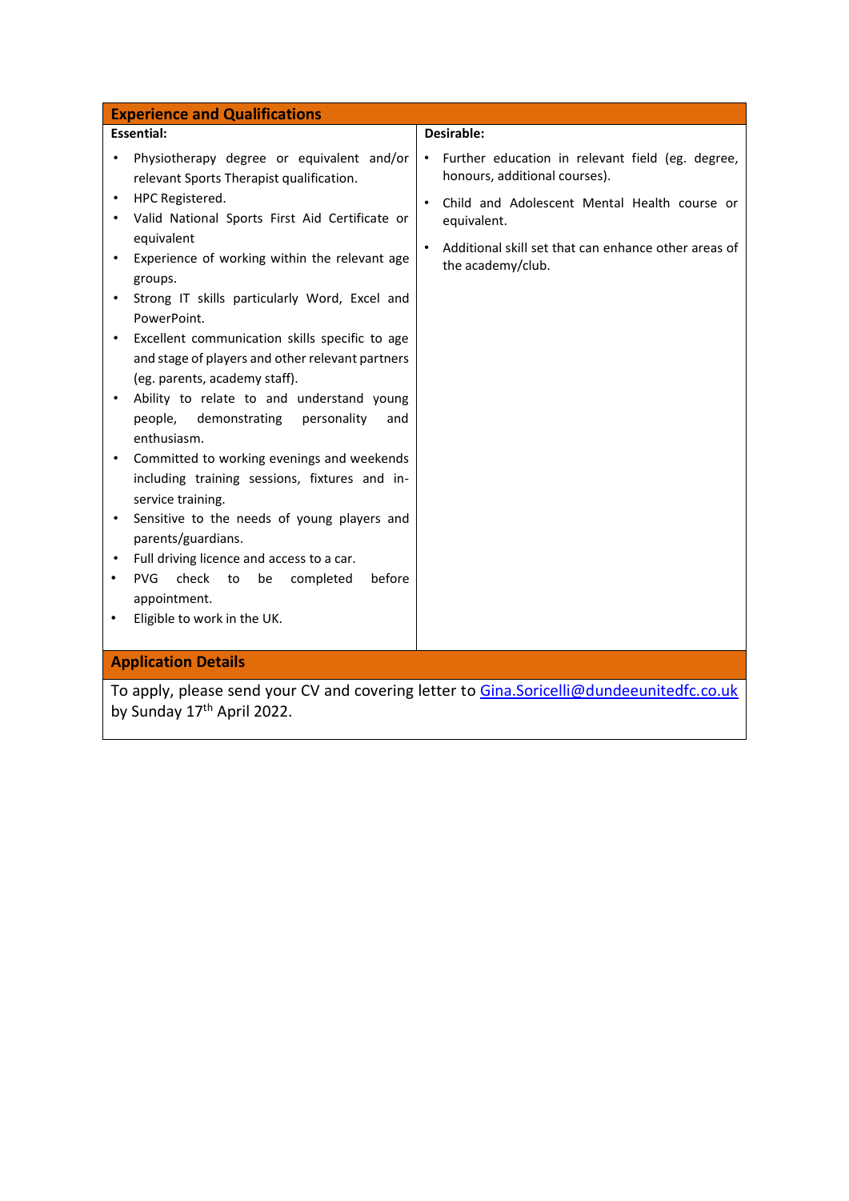## Experience and Qualifications

| Essential: | Desirable: |
| --- | --- |
| • Physiotherapy degree or equivalent and/or relevant Sports Therapist qualification.<br>• HPC Registered.<br>• Valid National Sports First Aid Certificate or equivalent<br>• Experience of working within the relevant age groups.<br>• Strong IT skills particularly Word, Excel and PowerPoint.<br>• Excellent communication skills specific to age and stage of players and other relevant partners (eg. parents, academy staff).<br>• Ability to relate to and understand young people, demonstrating personality and enthusiasm.<br>• Committed to working evenings and weekends including training sessions, fixtures and in-service training.<br>• Sensitive to the needs of young players and parents/guardians.<br>• Full driving licence and access to a car.<br>• PVG check to be completed before appointment.<br>• Eligible to work in the UK. | • Further education in relevant field (eg. degree, honours, additional courses).<br>• Child and Adolescent Mental Health course or equivalent.<br>• Additional skill set that can enhance other areas of the academy/club. |

## Application Details

To apply, please send your CV and covering letter to Gina.Soricelli@dundeeunitedfc.co.uk by Sunday 17th April 2022.